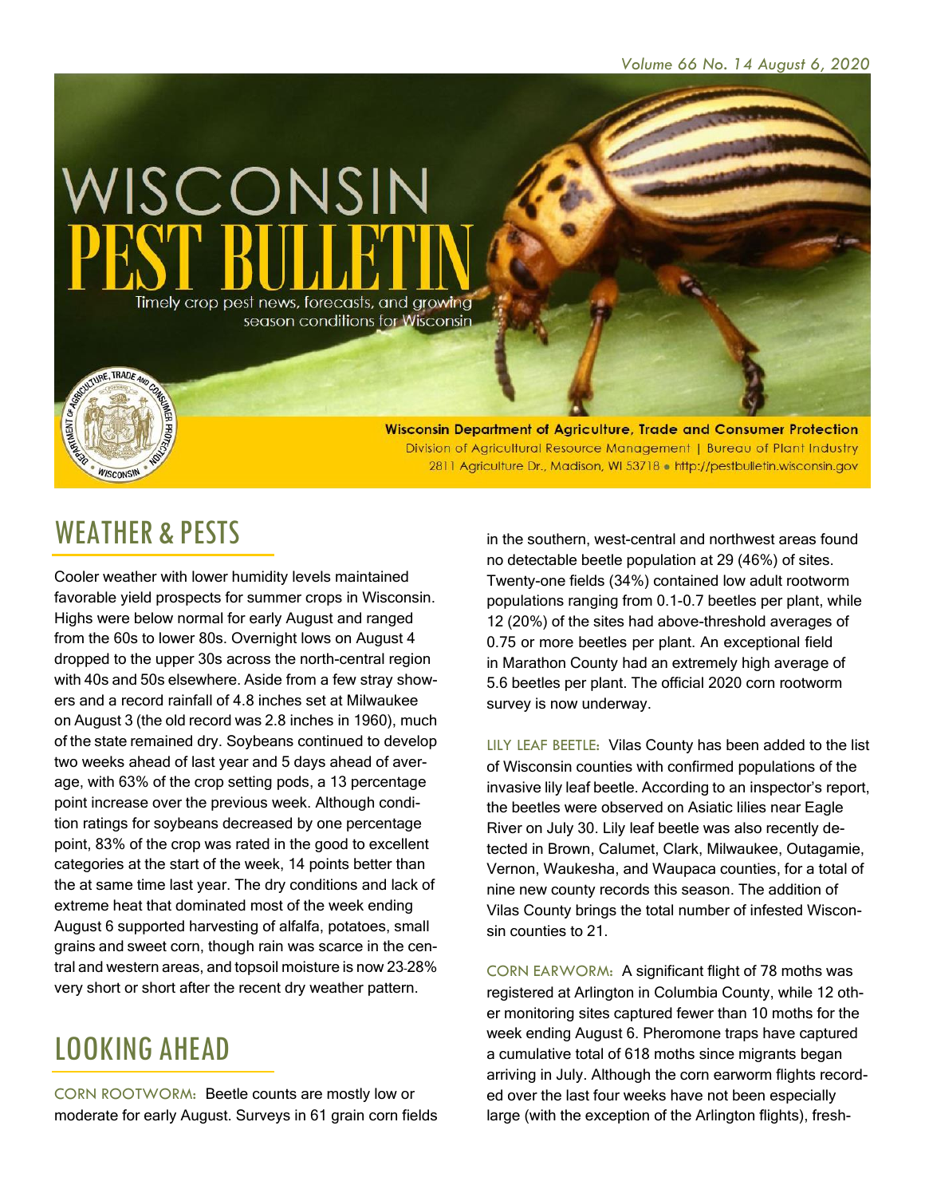*Volume 66 No. 14 August 6, 2020*

# WISCONSIN PEST BULLETIN

Timely crop pest news, forecasts, and growing season conditions for Wisconsin

**Wisconsin Department of Agriculture, Trade and Consumer Protection**
Division of Agricultural Resource Management | Bureau of Plant Industry
2811 Agriculture Dr., Madison, WI 53718 • http://pestbulletin.wisconsin.gov

## WEATHER & PESTS

Cooler weather with lower humidity levels maintained favorable yield prospects for summer crops in Wisconsin. Highs were below normal for early August and ranged from the 60s to lower 80s. Overnight lows on August 4 dropped to the upper 30s across the north-central region with 40s and 50s elsewhere. Aside from a few stray showers and a record rainfall of 4.8 inches set at Milwaukee on August 3 (the old record was 2.8 inches in 1960), much of the state remained dry. Soybeans continued to develop two weeks ahead of last year and 5 days ahead of average, with 63% of the crop setting pods, a 13 percentage point increase over the previous week. Although condition ratings for soybeans decreased by one percentage point, 83% of the crop was rated in the good to excellent categories at the start of the week, 14 points better than the at same time last year. The dry conditions and lack of extreme heat that dominated most of the week ending August 6 supported harvesting of alfalfa, potatoes, small grains and sweet corn, though rain was scarce in the central and western areas, and topsoil moisture is now 23-28% very short or short after the recent dry weather pattern.

## LOOKING AHEAD

CORN ROOTWORM: Beetle counts are mostly low or moderate for early August. Surveys in 61 grain corn fields in the southern, west-central and northwest areas found no detectable beetle population at 29 (46%) of sites. Twenty-one fields (34%) contained low adult rootworm populations ranging from 0.1-0.7 beetles per plant, while 12 (20%) of the sites had above-threshold averages of 0.75 or more beetles per plant. An exceptional field in Marathon County had an extremely high average of 5.6 beetles per plant. The official 2020 corn rootworm survey is now underway.

LILY LEAF BEETLE: Vilas County has been added to the list of Wisconsin counties with confirmed populations of the invasive lily leaf beetle. According to an inspector's report, the beetles were observed on Asiatic lilies near Eagle River on July 30. Lily leaf beetle was also recently detected in Brown, Calumet, Clark, Milwaukee, Outagamie, Vernon, Waukesha, and Waupaca counties, for a total of nine new county records this season. The addition of Vilas County brings the total number of infested Wisconsin counties to 21.

CORN EARWORM: A significant flight of 78 moths was registered at Arlington in Columbia County, while 12 other monitoring sites captured fewer than 10 moths for the week ending August 6. Pheromone traps have captured a cumulative total of 618 moths since migrants began arriving in July. Although the corn earworm flights recorded over the last four weeks have not been especially large (with the exception of the Arlington flights), fresh-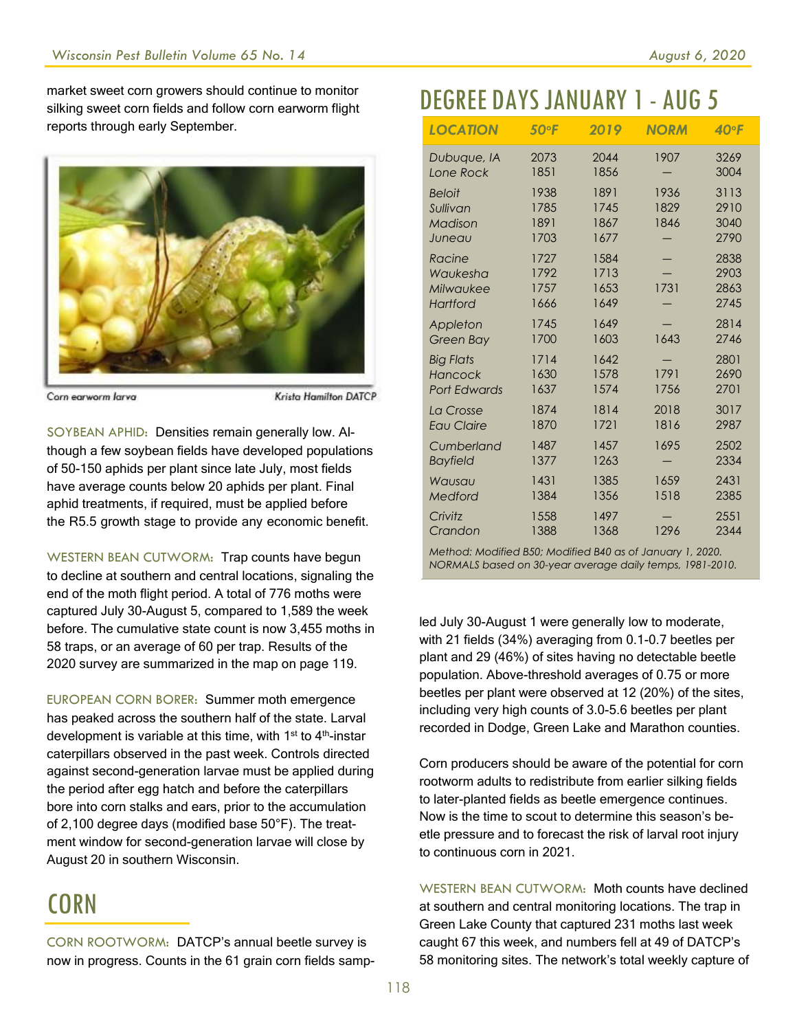market sweet corn growers should continue to monitor silking sweet corn fields and follow corn earworm flight reports through early September.

Corn earworm larva — Krista Hamilton DATCP

SOYBEAN APHID: Densities remain generally low. Although a few soybean fields have developed populations of 50-150 aphids per plant since late July, most fields have average counts below 20 aphids per plant. Final aphid treatments, if required, must be applied before the R5.5 growth stage to provide any economic benefit.

WESTERN BEAN CUTWORM: Trap counts have begun to decline at southern and central locations, signaling the end of the moth flight period. A total of 776 moths were captured July 30-August 5, compared to 1,589 the week before. The cumulative state count is now 3,455 moths in 58 traps, or an average of 60 per trap. Results of the 2020 survey are summarized in the map on page 119.

EUROPEAN CORN BORER: Summer moth emergence has peaked across the southern half of the state. Larval development is variable at this time, with 1st to 4th-instar caterpillars observed in the past week. Controls directed against second-generation larvae must be applied during the period after egg hatch and before the caterpillars bore into corn stalks and ears, prior to the accumulation of 2,100 degree days (modified base 50°F). The treatment window for second-generation larvae will close by August 20 in southern Wisconsin.

# CORN

CORN ROOTWORM: DATCP's annual beetle survey is now in progress. Counts in the 61 grain corn fields sampled July 30-August 1 were generally low to moderate, with 21 fields (34%) averaging from 0.1-0.7 beetles per plant and 29 (46%) of sites having no detectable beetle population. Above-threshold averages of 0.75 or more beetles per plant were observed at 12 (20%) of the sites, including very high counts of 3.0-5.6 beetles per plant recorded in Dodge, Green Lake and Marathon counties.

Corn producers should be aware of the potential for corn rootworm adults to redistribute from earlier silking fields to later-planted fields as beetle emergence continues. Now is the time to scout to determine this season's beetle pressure and to forecast the risk of larval root injury to continuous corn in 2021.

WESTERN BEAN CUTWORM: Moth counts have declined at southern and central monitoring locations. The trap in Green Lake County that captured 231 moths last week caught 67 this week, and numbers fell at 49 of DATCP's 58 monitoring sites. The network's total weekly capture of

## DEGREE DAYS JANUARY 1 - AUG 5

| LOCATION | 50°F | 2019 | NORM | 40°F |
|---|---|---|---|---|
| Dubuque, IA | 2073 | 2044 | 1907 | 3269 |
| Lone Rock | 1851 | 1856 | — | 3004 |
| Beloit | 1938 | 1891 | 1936 | 3113 |
| Sullivan | 1785 | 1745 | 1829 | 2910 |
| Madison | 1891 | 1867 | 1846 | 3040 |
| Juneau | 1703 | 1677 | — | 2790 |
| Racine | 1727 | 1584 | — | 2838 |
| Waukesha | 1792 | 1713 | — | 2903 |
| Milwaukee | 1757 | 1653 | 1731 | 2863 |
| Hartford | 1666 | 1649 | — | 2745 |
| Appleton | 1745 | 1649 | — | 2814 |
| Green Bay | 1700 | 1603 | 1643 | 2746 |
| Big Flats | 1714 | 1642 | — | 2801 |
| Hancock | 1630 | 1578 | 1791 | 2690 |
| Port Edwards | 1637 | 1574 | 1756 | 2701 |
| La Crosse | 1874 | 1814 | 2018 | 3017 |
| Eau Claire | 1870 | 1721 | 1816 | 2987 |
| Cumberland | 1487 | 1457 | 1695 | 2502 |
| Bayfield | 1377 | 1263 | — | 2334 |
| Wausau | 1431 | 1385 | 1659 | 2431 |
| Medford | 1384 | 1356 | 1518 | 2385 |
| Crivitz | 1558 | 1497 | — | 2551 |
| Crandon | 1388 | 1368 | 1296 | 2344 |

*Method: Modified B50; Modified B40 as of January 1, 2020. NORMALS based on 30-year average daily temps, 1981-2010.*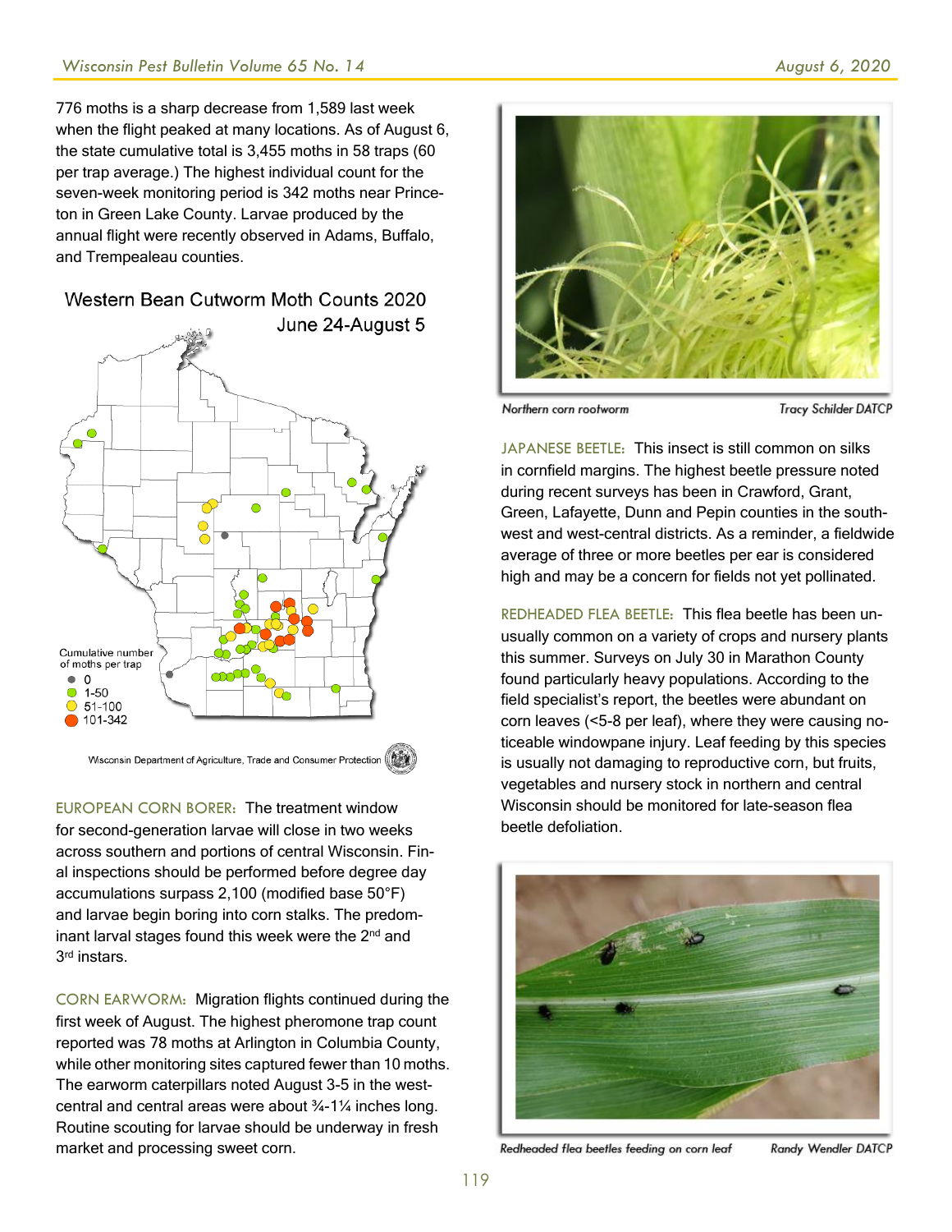776 moths is a sharp decrease from 1,589 last week when the flight peaked at many locations. As of August 6, the state cumulative total is 3,455 moths in 58 traps (60 per trap average.) The highest individual count for the seven-week monitoring period is 342 moths near Princeton in Green Lake County. Larvae produced by the annual flight were recently observed in Adams, Buffalo, and Trempealeau counties.

Western Bean Cutworm Moth Counts 2020
June 24-August 5

Cumulative number of moths per trap
- 0
- 1-50
- 51-100
- 101-342

Wisconsin Department of Agriculture, Trade and Consumer Protection

**EUROPEAN CORN BORER:** The treatment window for second-generation larvae will close in two weeks across southern and portions of central Wisconsin. Final inspections should be performed before degree day accumulations surpass 2,100 (modified base 50°F) and larvae begin boring into corn stalks. The predominant larval stages found this week were the 2nd and 3rd instars.

**CORN EARWORM:** Migration flights continued during the first week of August. The highest pheromone trap count reported was 78 moths at Arlington in Columbia County, while other monitoring sites captured fewer than 10 moths. The earworm caterpillars noted August 3-5 in the west-central and central areas were about ¾-1¼ inches long. Routine scouting for larvae should be underway in fresh market and processing sweet corn.

*Northern corn rootworm* — *Tracy Schilder DATCP*

**JAPANESE BEETLE:** This insect is still common on silks in cornfield margins. The highest beetle pressure noted during recent surveys has been in Crawford, Grant, Green, Lafayette, Dunn and Pepin counties in the southwest and west-central districts. As a reminder, a fieldwide average of three or more beetles per ear is considered high and may be a concern for fields not yet pollinated.

**REDHEADED FLEA BEETLE:** This flea beetle has been unusually common on a variety of crops and nursery plants this summer. Surveys on July 30 in Marathon County found particularly heavy populations. According to the field specialist's report, the beetles were abundant on corn leaves (<5-8 per leaf), where they were causing noticeable windowpane injury. Leaf feeding by this species is usually not damaging to reproductive corn, but fruits, vegetables and nursery stock in northern and central Wisconsin should be monitored for late-season flea beetle defoliation.

*Redheaded flea beetles feeding on corn leaf* — *Randy Wendler DATCP*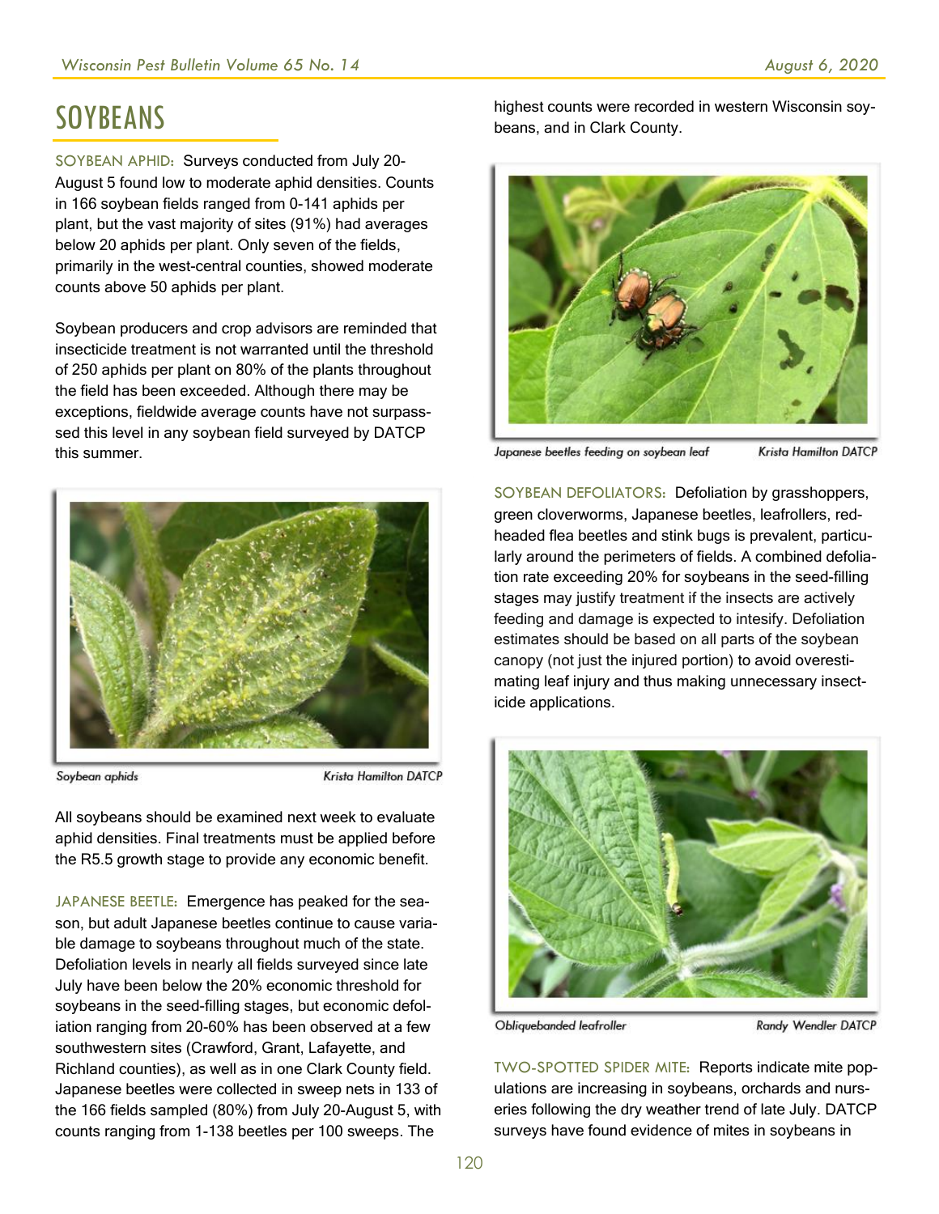# SOYBEANS

SOYBEAN APHID: Surveys conducted from July 20-August 5 found low to moderate aphid densities. Counts in 166 soybean fields ranged from 0-141 aphids per plant, but the vast majority of sites (91%) had averages below 20 aphids per plant. Only seven of the fields, primarily in the west-central counties, showed moderate counts above 50 aphids per plant.

Soybean producers and crop advisors are reminded that insecticide treatment is not warranted until the threshold of 250 aphids per plant on 80% of the plants throughout the field has been exceeded. Although there may be exceptions, fieldwide average counts have not surpassed this level in any soybean field surveyed by DATCP this summer.

Soybean aphids — Krista Hamilton DATCP

All soybeans should be examined next week to evaluate aphid densities. Final treatments must be applied before the R5.5 growth stage to provide any economic benefit.

JAPANESE BEETLE: Emergence has peaked for the season, but adult Japanese beetles continue to cause variable damage to soybeans throughout much of the state. Defoliation levels in nearly all fields surveyed since late July have been below the 20% economic threshold for soybeans in the seed-filling stages, but economic defoliation ranging from 20-60% has been observed at a few southwestern sites (Crawford, Grant, Lafayette, and Richland counties), as well as in one Clark County field. Japanese beetles were collected in sweep nets in 133 of the 166 fields sampled (80%) from July 20-August 5, with counts ranging from 1-138 beetles per 100 sweeps. The highest counts were recorded in western Wisconsin soybeans, and in Clark County.

Japanese beetles feeding on soybean leaf — Krista Hamilton DATCP

SOYBEAN DEFOLIATORS: Defoliation by grasshoppers, green cloverworms, Japanese beetles, leafrollers, red-headed flea beetles and stink bugs is prevalent, particularly around the perimeters of fields. A combined defoliation rate exceeding 20% for soybeans in the seed-filling stages may justify treatment if the insects are actively feeding and damage is expected to intesify. Defoliation estimates should be based on all parts of the soybean canopy (not just the injured portion) to avoid overestimating leaf injury and thus making unnecessary insecticide applications.

Obliquebanded leafroller — Randy Wendler DATCP

TWO-SPOTTED SPIDER MITE: Reports indicate mite populations are increasing in soybeans, orchards and nurseries following the dry weather trend of late July. DATCP surveys have found evidence of mites in soybeans in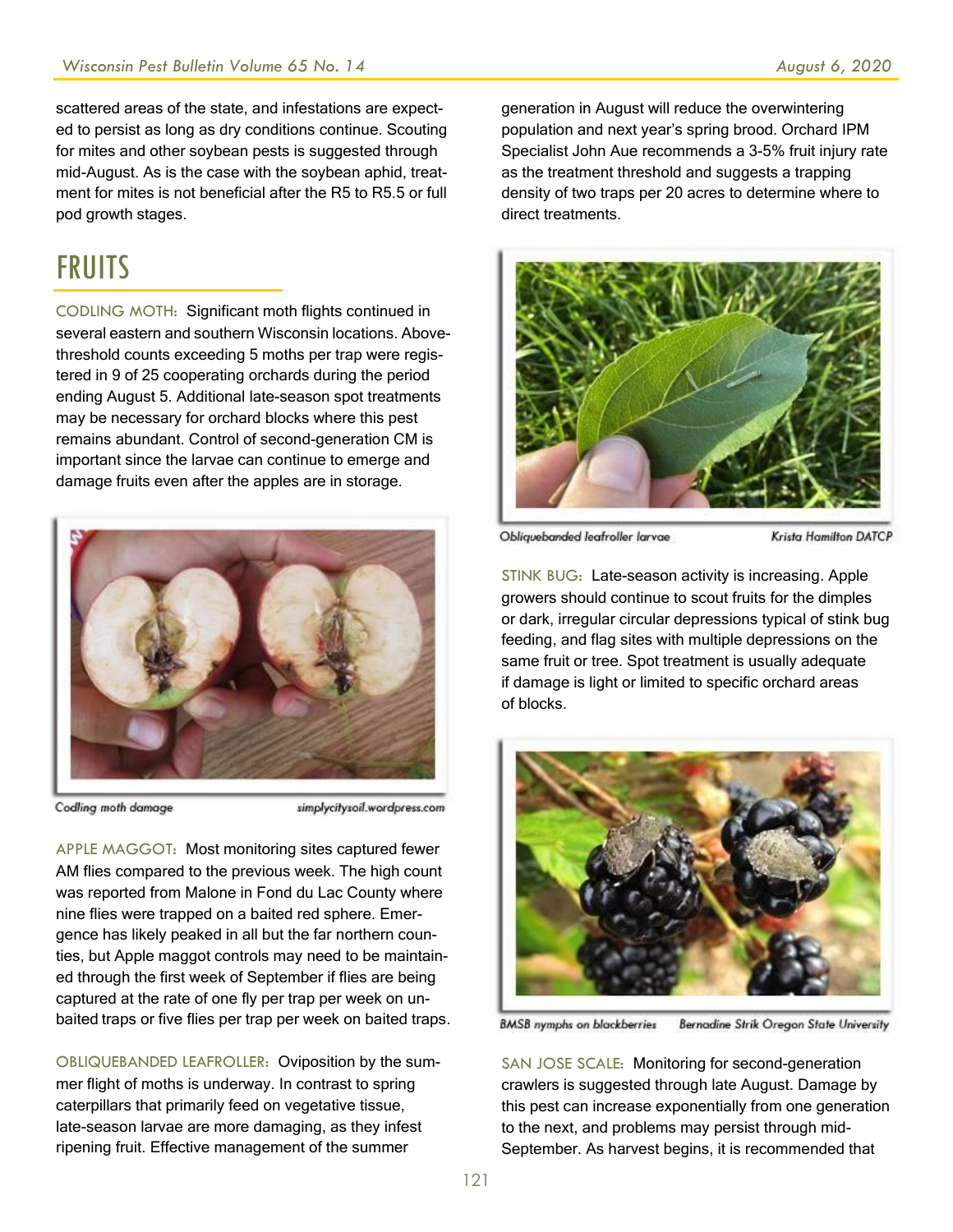scattered areas of the state, and infestations are expected to persist as long as dry conditions continue. Scouting for mites and other soybean pests is suggested through mid-August. As is the case with the soybean aphid, treatment for mites is not beneficial after the R5 to R5.5 or full pod growth stages.

# FRUITS

CODLING MOTH: Significant moth flights continued in several eastern and southern Wisconsin locations. Above-threshold counts exceeding 5 moths per trap were registered in 9 of 25 cooperating orchards during the period ending August 5. Additional late-season spot treatments may be necessary for orchard blocks where this pest remains abundant. Control of second-generation CM is important since the larvae can continue to emerge and damage fruits even after the apples are in storage.

Codling moth damage — simplycitysoil.wordpress.com

APPLE MAGGOT: Most monitoring sites captured fewer AM flies compared to the previous week. The high count was reported from Malone in Fond du Lac County where nine flies were trapped on a baited red sphere. Emergence has likely peaked in all but the far northern counties, but Apple maggot controls may need to be maintained through the first week of September if flies are being captured at the rate of one fly per trap per week on unbaited traps or five flies per trap per week on baited traps.

OBLIQUEBANDED LEAFROLLER: Oviposition by the summer flight of moths is underway. In contrast to spring caterpillars that primarily feed on vegetative tissue, late-season larvae are more damaging, as they infest ripening fruit. Effective management of the summer generation in August will reduce the overwintering population and next year's spring brood. Orchard IPM Specialist John Aue recommends a 3-5% fruit injury rate as the treatment threshold and suggests a trapping density of two traps per 20 acres to determine where to direct treatments.

Obliquebanded leafroller larvae — Krista Hamilton DATCP

STINK BUG: Late-season activity is increasing. Apple growers should continue to scout fruits for the dimples or dark, irregular circular depressions typical of stink bug feeding, and flag sites with multiple depressions on the same fruit or tree. Spot treatment is usually adequate if damage is light or limited to specific orchard areas of blocks.

BMSB nymphs on blackberries — Bernadine Strik Oregon State University

SAN JOSE SCALE: Monitoring for second-generation crawlers is suggested through late August. Damage by this pest can increase exponentially from one generation to the next, and problems may persist through mid-September. As harvest begins, it is recommended that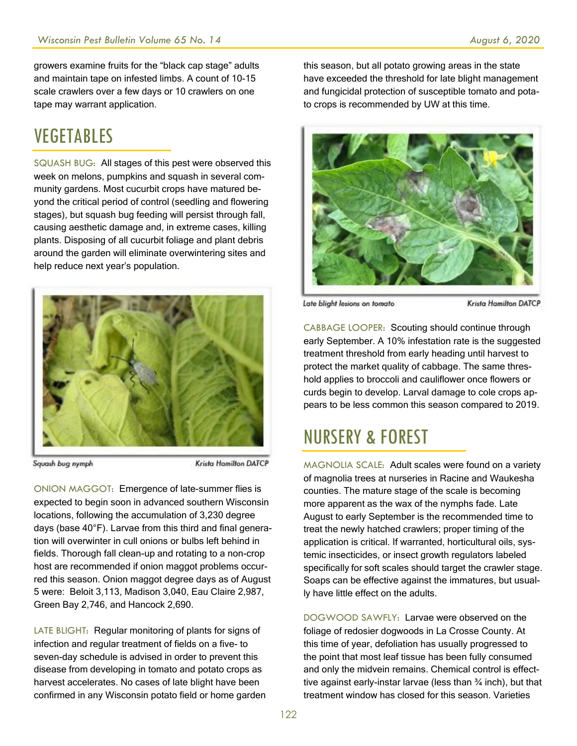growers examine fruits for the "black cap stage" adults and maintain tape on infested limbs. A count of 10-15 scale crawlers over a few days or 10 crawlers on one tape may warrant application.

# VEGETABLES

SQUASH BUG: All stages of this pest were observed this week on melons, pumpkins and squash in several community gardens. Most cucurbit crops have matured beyond the critical period of control (seedling and flowering stages), but squash bug feeding will persist through fall, causing aesthetic damage and, in extreme cases, killing plants. Disposing of all cucurbit foliage and plant debris around the garden will eliminate overwintering sites and help reduce next year's population.

Squash bug nymph — Krista Hamilton DATCP

ONION MAGGOT: Emergence of late-summer flies is expected to begin soon in advanced southern Wisconsin locations, following the accumulation of 3,230 degree days (base 40°F). Larvae from this third and final generation will overwinter in cull onions or bulbs left behind in fields. Thorough fall clean-up and rotating to a non-crop host are recommended if onion maggot problems occurred this season. Onion maggot degree days as of August 5 were: Beloit 3,113, Madison 3,040, Eau Claire 2,987, Green Bay 2,746, and Hancock 2,690.

LATE BLIGHT: Regular monitoring of plants for signs of infection and regular treatment of fields on a five- to seven-day schedule is advised in order to prevent this disease from developing in tomato and potato crops as harvest accelerates. No cases of late blight have been confirmed in any Wisconsin potato field or home garden this season, but all potato growing areas in the state have exceeded the threshold for late blight management and fungicidal protection of susceptible tomato and potato crops is recommended by UW at this time.

Late blight lesions on tomato — Krista Hamilton DATCP

CABBAGE LOOPER: Scouting should continue through early September. A 10% infestation rate is the suggested treatment threshold from early heading until harvest to protect the market quality of cabbage. The same threshold applies to broccoli and cauliflower once flowers or curds begin to develop. Larval damage to cole crops appears to be less common this season compared to 2019.

# NURSERY & FOREST

MAGNOLIA SCALE: Adult scales were found on a variety of magnolia trees at nurseries in Racine and Waukesha counties. The mature stage of the scale is becoming more apparent as the wax of the nymphs fade. Late August to early September is the recommended time to treat the newly hatched crawlers; proper timing of the application is critical. If warranted, horticultural oils, systemic insecticides, or insect growth regulators labeled specifically for soft scales should target the crawler stage. Soaps can be effective against the immatures, but usually have little effect on the adults.

DOGWOOD SAWFLY: Larvae were observed on the foliage of redosier dogwoods in La Crosse County. At this time of year, defoliation has usually progressed to the point that most leaf tissue has been fully consumed and only the midvein remains. Chemical control is effective against early-instar larvae (less than ¾ inch), but that treatment window has closed for this season. Varieties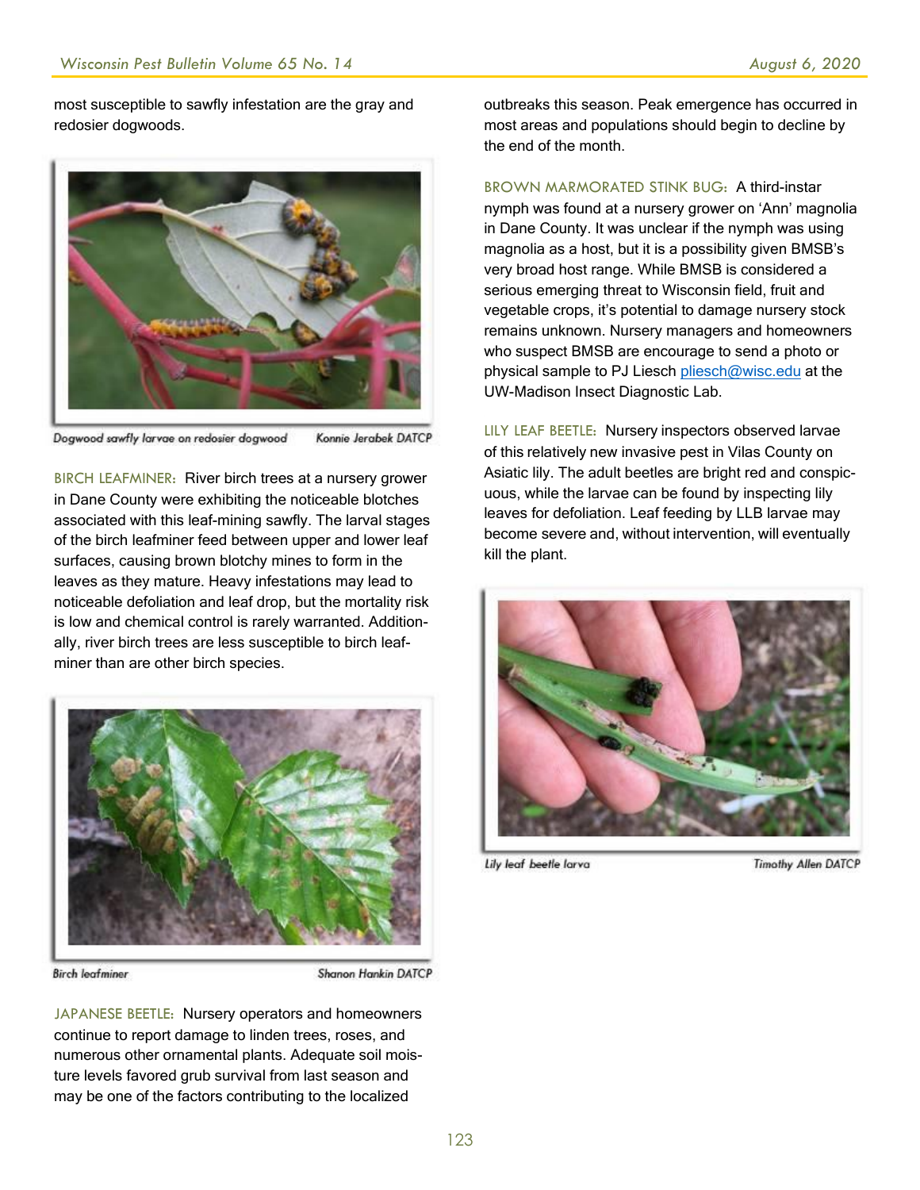most susceptible to sawfly infestation are the gray and redosier dogwoods.

Dogwood sawfly larvae on redosier dogwood — Konnie Jerabek DATCP

BIRCH LEAFMINER: River birch trees at a nursery grower in Dane County were exhibiting the noticeable blotches associated with this leaf-mining sawfly. The larval stages of the birch leafminer feed between upper and lower leaf surfaces, causing brown blotchy mines to form in the leaves as they mature. Heavy infestations may lead to noticeable defoliation and leaf drop, but the mortality risk is low and chemical control is rarely warranted. Additionally, river birch trees are less susceptible to birch leafminer than are other birch species.

Birch leafminer — Shanon Hankin DATCP

JAPANESE BEETLE: Nursery operators and homeowners continue to report damage to linden trees, roses, and numerous other ornamental plants. Adequate soil moisture levels favored grub survival from last season and may be one of the factors contributing to the localized outbreaks this season. Peak emergence has occurred in most areas and populations should begin to decline by the end of the month.

BROWN MARMORATED STINK BUG: A third-instar nymph was found at a nursery grower on 'Ann' magnolia in Dane County. It was unclear if the nymph was using magnolia as a host, but it is a possibility given BMSB's very broad host range. While BMSB is considered a serious emerging threat to Wisconsin field, fruit and vegetable crops, it's potential to damage nursery stock remains unknown. Nursery managers and homeowners who suspect BMSB are encourage to send a photo or physical sample to PJ Liesch pliesch@wisc.edu at the UW-Madison Insect Diagnostic Lab.

LILY LEAF BEETLE: Nursery inspectors observed larvae of this relatively new invasive pest in Vilas County on Asiatic lily. The adult beetles are bright red and conspicuous, while the larvae can be found by inspecting lily leaves for defoliation. Leaf feeding by LLB larvae may become severe and, without intervention, will eventually kill the plant.

Lily leaf beetle larva — Timothy Allen DATCP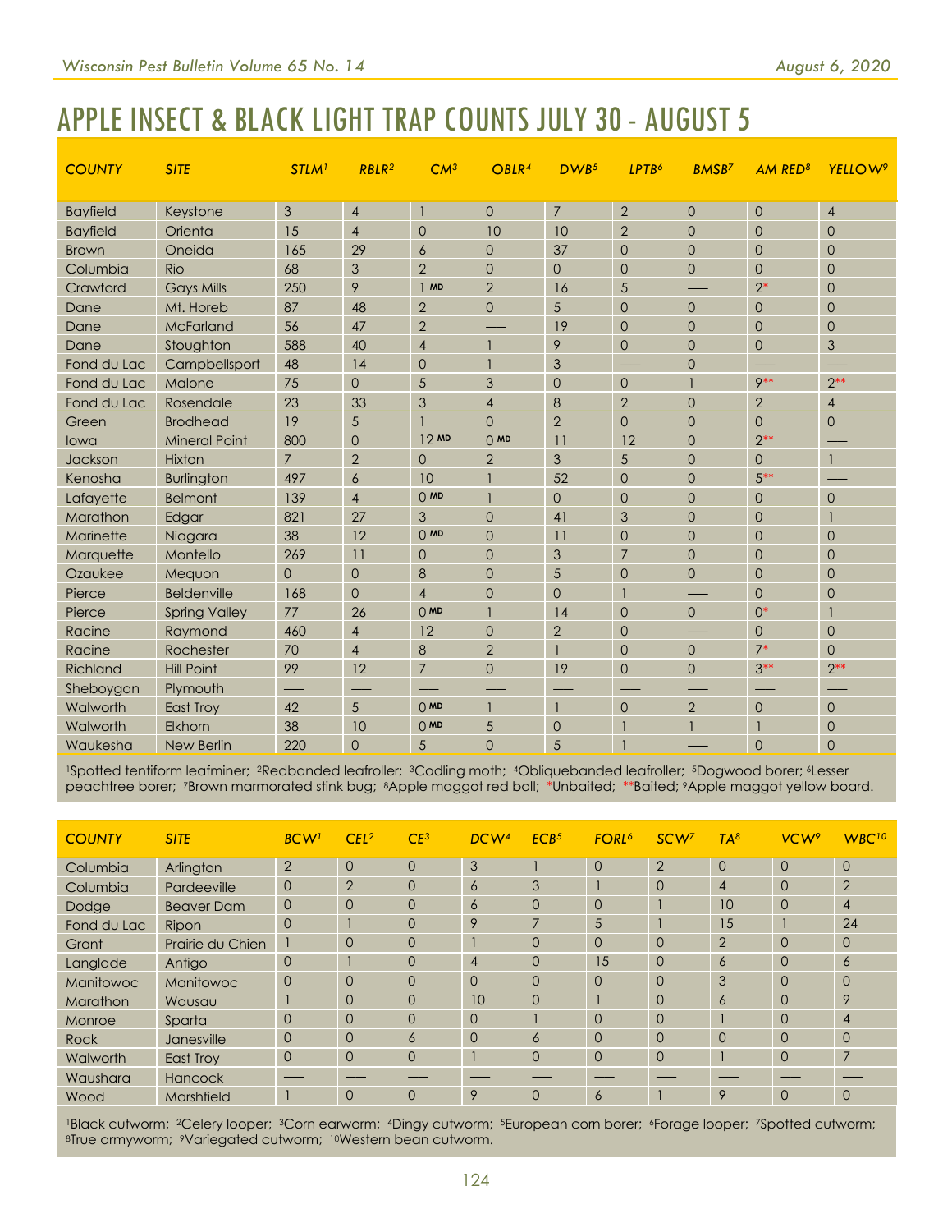# APPLE INSECT & BLACK LIGHT TRAP COUNTS JULY 30 - AUGUST 5

| COUNTY | SITE | STLM[1] | RBLR[2] | CM[3] | OBLR[4] | DWB[5] | LPTB[6] | BMSB[7] | AM RED[8] | YELLOW[9] |
|---|---|---|---|---|---|---|---|---|---|---|
| Bayfield | Keystone | 3 | 4 | 1 | 0 | 7 | 2 | 0 | 0 | 4 |
| Bayfield | Orienta | 15 | 4 | 0 | 10 | 10 | 2 | 0 | 0 | 0 |
| Brown | Oneida | 165 | 29 | 6 | 0 | 37 | 0 | 0 | 0 | 0 |
| Columbia | Rio | 68 | 3 | 2 | 0 | 0 | 0 | 0 | 0 | 0 |
| Crawford | Gays Mills | 250 | 9 | 1 MD | 2 | 16 | 5 | — | 2* | 0 |
| Dane | Mt. Horeb | 87 | 48 | 2 | 0 | 5 | 0 | 0 | 0 | 0 |
| Dane | McFarland | 56 | 47 | 2 | — | 19 | 0 | 0 | 0 | 0 |
| Dane | Stoughton | 588 | 40 | 4 | 1 | 9 | 0 | 0 | 0 | 3 |
| Fond du Lac | Campbellsport | 48 | 14 | 0 | 1 | 3 | — | 0 | — | — |
| Fond du Lac | Malone | 75 | 0 | 5 | 3 | 0 | 0 | 1 | 9** | 2** |
| Fond du Lac | Rosendale | 23 | 33 | 3 | 4 | 8 | 2 | 0 | 2 | 4 |
| Green | Brodhead | 19 | 5 | 1 | 0 | 2 | 0 | 0 | 0 | 0 |
| Iowa | Mineral Point | 800 | 0 | 12 MD | 0 MD | 11 | 12 | 0 | 2** | — |
| Jackson | Hixton | 7 | 2 | 0 | 2 | 3 | 5 | 0 | 0 | 1 |
| Kenosha | Burlington | 497 | 6 | 10 | 1 | 52 | 0 | 0 | 5** | — |
| Lafayette | Belmont | 139 | 4 | 0 MD | 1 | 0 | 0 | 0 | 0 | 0 |
| Marathon | Edgar | 821 | 27 | 3 | 0 | 41 | 3 | 0 | 0 | 1 |
| Marinette | Niagara | 38 | 12 | 0 MD | 0 | 11 | 0 | 0 | 0 | 0 |
| Marquette | Montello | 269 | 11 | 0 | 0 | 3 | 7 | 0 | 0 | 0 |
| Ozaukee | Mequon | 0 | 0 | 8 | 0 | 5 | 0 | 0 | 0 | 0 |
| Pierce | Beldenville | 168 | 0 | 4 | 0 | 0 | 1 | — | 0 | 0 |
| Pierce | Spring Valley | 77 | 26 | 0 MD | 1 | 14 | 0 | 0 | 0* | 1 |
| Racine | Raymond | 460 | 4 | 12 | 0 | 2 | 0 | — | 0 | 0 |
| Racine | Rochester | 70 | 4 | 8 | 2 | 1 | 0 | 0 | 7* | 0 |
| Richland | Hill Point | 99 | 12 | 7 | 0 | 19 | 0 | 0 | 3** | 2** |
| Sheboygan | Plymouth | — | — | — | — | — | — | — | — | — |
| Walworth | East Troy | 42 | 5 | 0 MD | 1 | 1 | 0 | 2 | 0 | 0 |
| Walworth | Elkhorn | 38 | 10 | 0 MD | 5 | 0 | 1 | 1 | 1 | 0 |
| Waukesha | New Berlin | 220 | 0 | 5 | 0 | 5 | 1 | — | 0 | 0 |

[1]Spotted tentiform leafminer; [2]Redbanded leafroller; [3]Codling moth; [4]Obliquebanded leafroller; [5]Dogwood borer; [6]Lesser peachtree borer; [7]Brown marmorated stink bug; [8]Apple maggot red ball; *Unbaited; **Baited; [9]Apple maggot yellow board.

| COUNTY | SITE | BCW[1] | CEL[2] | CE[3] | DCW[4] | ECB[5] | FORL[6] | SCW[7] | TA[8] | VCW[9] | WBC[10] |
|---|---|---|---|---|---|---|---|---|---|---|---|
| Columbia | Arlington | 2 | 0 | 0 | 3 | 1 | 0 | 2 | 0 | 0 | 0 |
| Columbia | Pardeeville | 0 | 2 | 0 | 6 | 3 | 1 | 0 | 4 | 0 | 2 |
| Dodge | Beaver Dam | 0 | 0 | 0 | 6 | 0 | 0 | 1 | 10 | 0 | 4 |
| Fond du Lac | Ripon | 0 | 1 | 0 | 9 | 7 | 5 | 1 | 15 | 1 | 24 |
| Grant | Prairie du Chien | 1 | 0 | 0 | 1 | 0 | 0 | 0 | 2 | 0 | 0 |
| Langlade | Antigo | 0 | 1 | 0 | 4 | 0 | 15 | 0 | 6 | 0 | 6 |
| Manitowoc | Manitowoc | 0 | 0 | 0 | 0 | 0 | 0 | 0 | 3 | 0 | 0 |
| Marathon | Wausau | 1 | 0 | 0 | 10 | 0 | 1 | 0 | 6 | 0 | 9 |
| Monroe | Sparta | 0 | 0 | 0 | 0 | 1 | 0 | 0 | 1 | 0 | 4 |
| Rock | Janesville | 0 | 0 | 6 | 0 | 6 | 0 | 0 | 0 | 0 | 0 |
| Walworth | East Troy | 0 | 0 | 0 | 1 | 0 | 0 | 0 | 1 | 0 | 7 |
| Waushara | Hancock | — | — | — | — | — | — | — | — | — | — |
| Wood | Marshfield | 1 | 0 | 0 | 9 | 0 | 6 | 1 | 9 | 0 | 0 |

[1]Black cutworm; [2]Celery looper; [3]Corn earworm; [4]Dingy cutworm; [5]European corn borer; [6]Forage looper; [7]Spotted cutworm; [8]True armyworm; [9]Variegated cutworm; [10]Western bean cutworm.